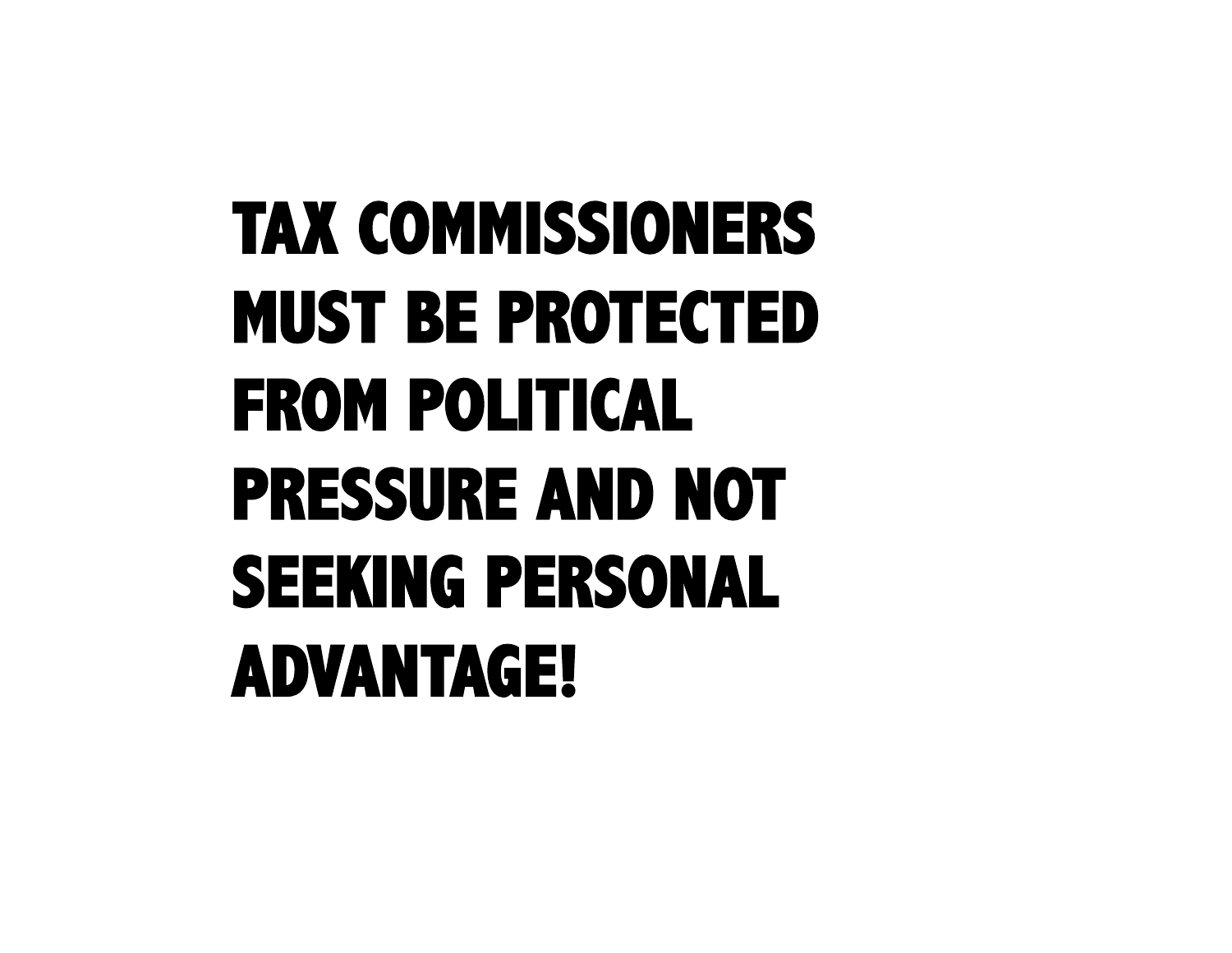# TAX COMMISSIONERS MUST BE PROTECTED FROM POLITICAL PRESSURE AND NOT SEEKING PERSONAL ADVANTAGE!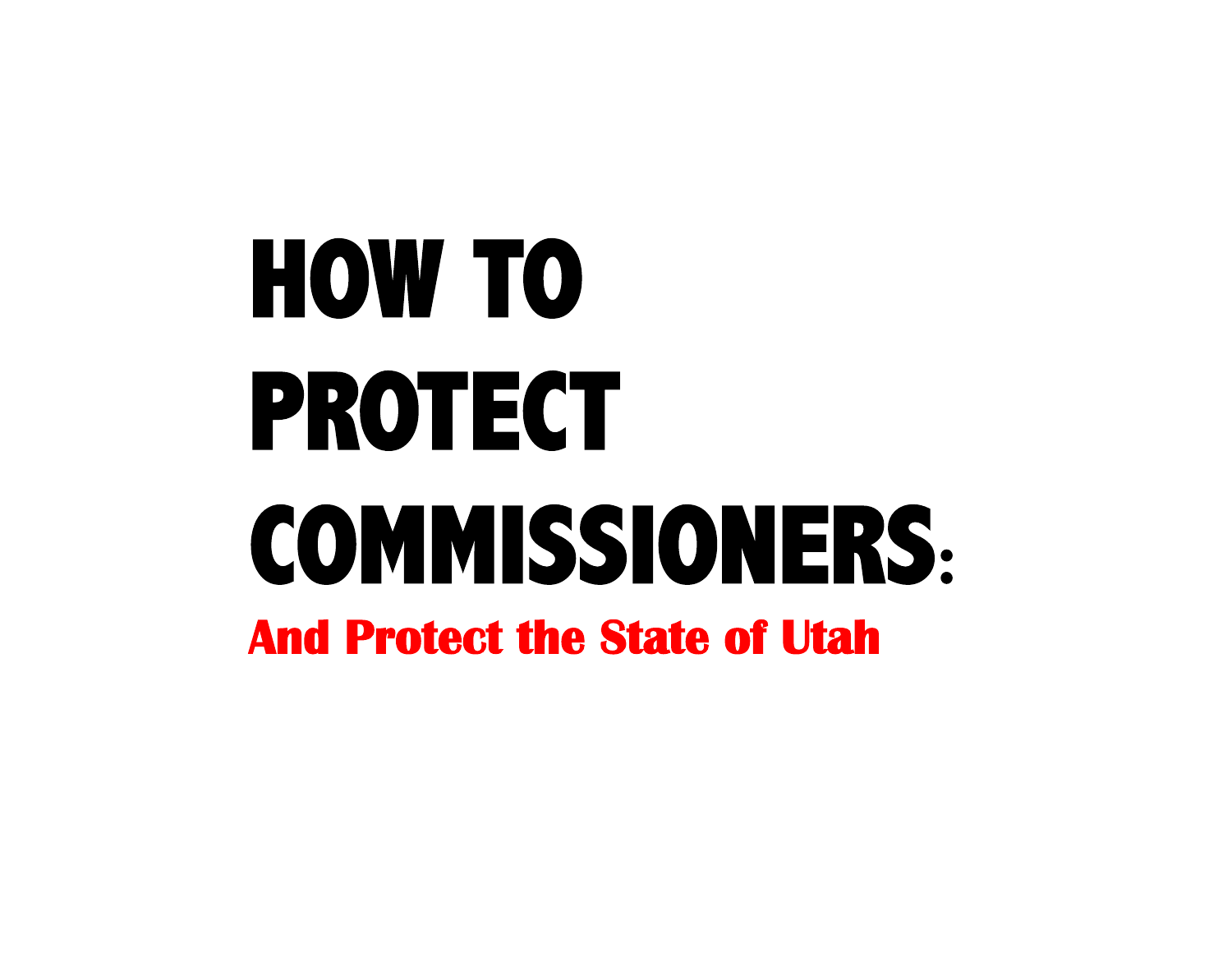# HOW TO PROTECT COMMISSIONERS:

## And Protect the State of Utah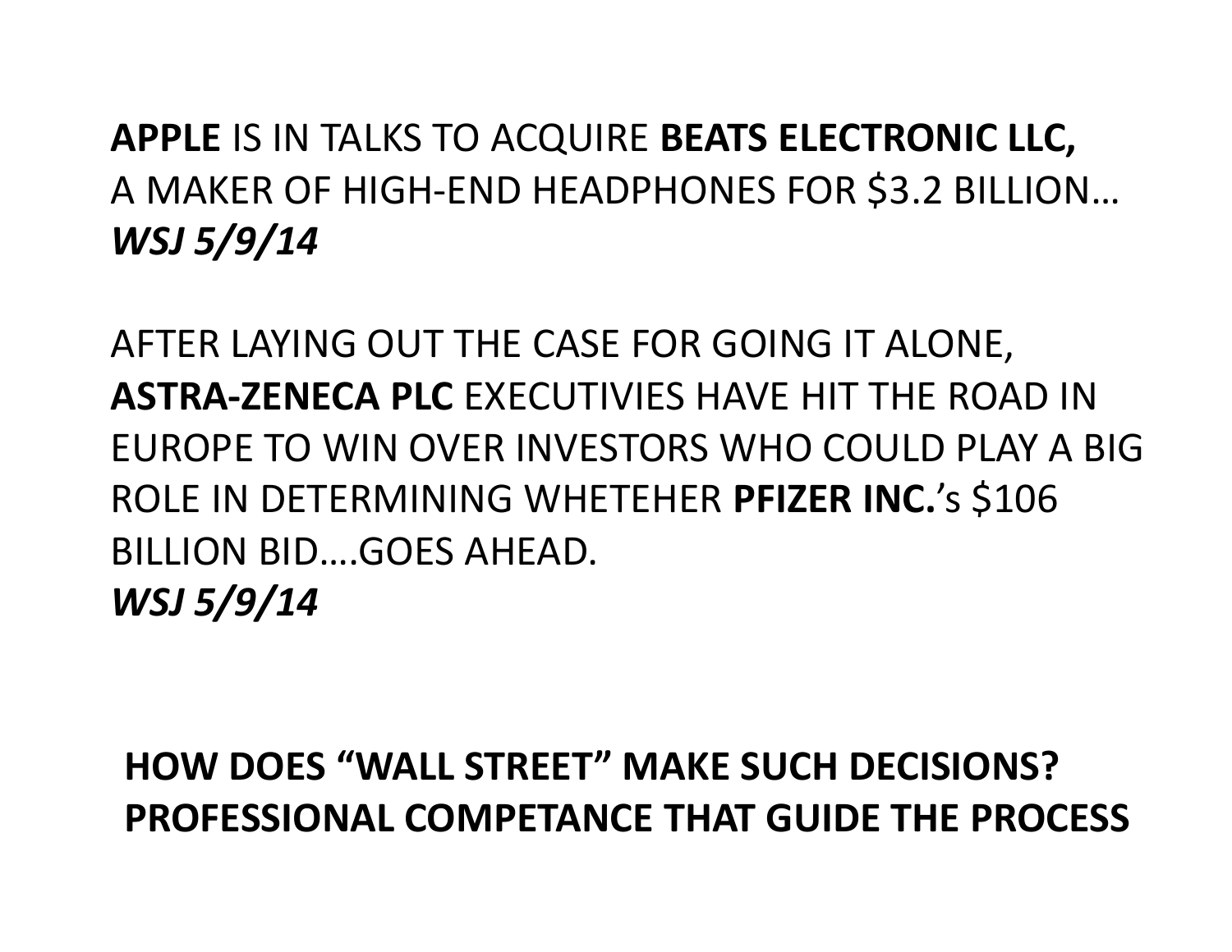**APPLE** IS IN TALKS TO ACQUIRE **BEATS ELECTRONIC LLC,** A MAKER OF HIGH-END HEADPHONES FOR $3.2 BILLION…
***WSJ 5/9/14***

AFTER LAYING OUT THE CASE FOR GOING IT ALONE, **ASTRA-ZENECA PLC** EXECUTIVIES HAVE HIT THE ROAD IN EUROPE TO WIN OVER INVESTORS WHO COULD PLAY A BIG ROLE IN DETERMINING WHETEHER **PFIZER INC.**'s $106 BILLION BID….GOES AHEAD.
***WSJ 5/9/14***

**HOW DOES "WALL STREET" MAKE SUCH DECISIONS?**
**PROFESSIONAL COMPETANCE THAT GUIDE THE PROCESS**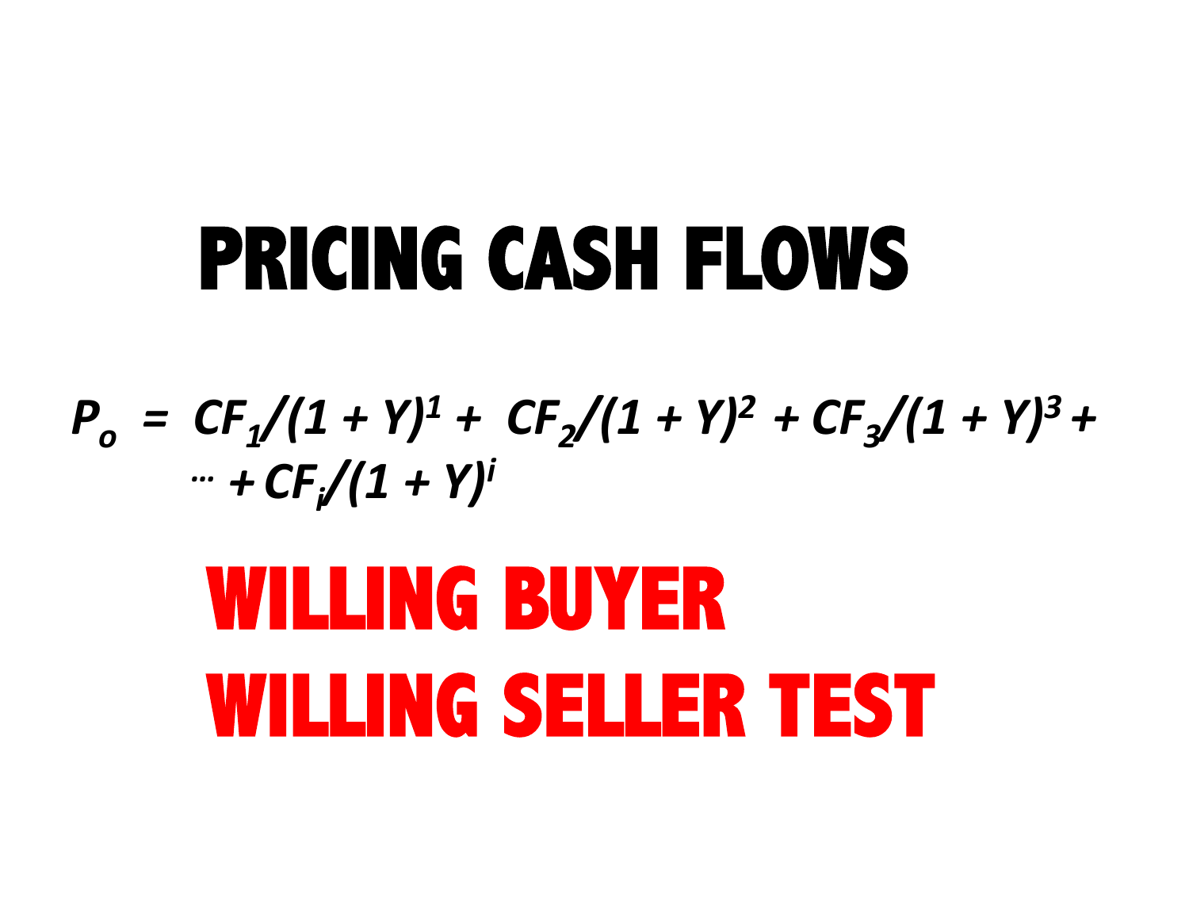# PRICING CASH FLOWS

$$P_o = CF_1/(1 + Y)^1 + CF_2/(1 + Y)^2 + CF_3/(1 + Y)^3 + \cdots + CF_i/(1 + Y)^i$$

## WILLING BUYER WILLING SELLER TEST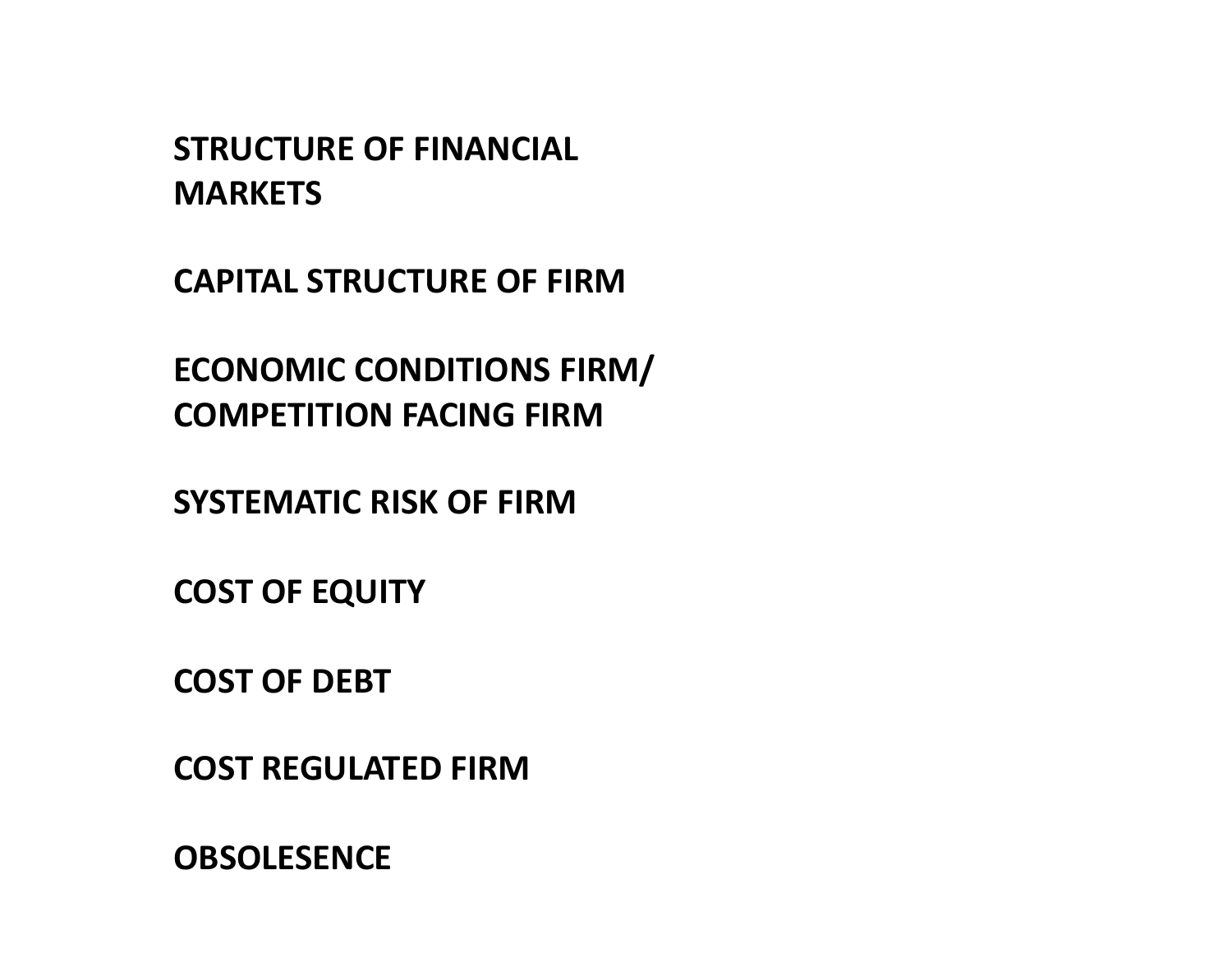**STRUCTURE OF FINANCIAL MARKETS**

**CAPITAL STRUCTURE OF FIRM**

**ECONOMIC CONDITIONS FIRM/ COMPETITION FACING FIRM**

**SYSTEMATIC RISK OF FIRM**

**COST OF EQUITY**

**COST OF DEBT**

**COST REGULATED FIRM**

**OBSOLESENCE**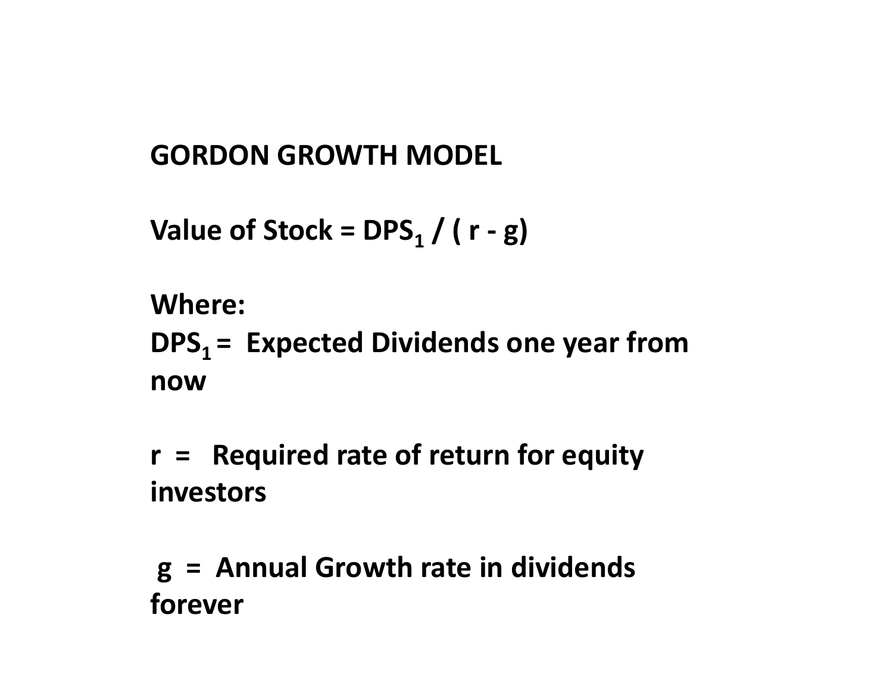**GORDON GROWTH MODEL**

**Value of Stock = $DPS_1$ / ( r - g)**

**Where:**

**$DPS_1$ = Expected Dividends one year from now**

**r = Required rate of return for equity investors**

**g = Annual Growth rate in dividends forever**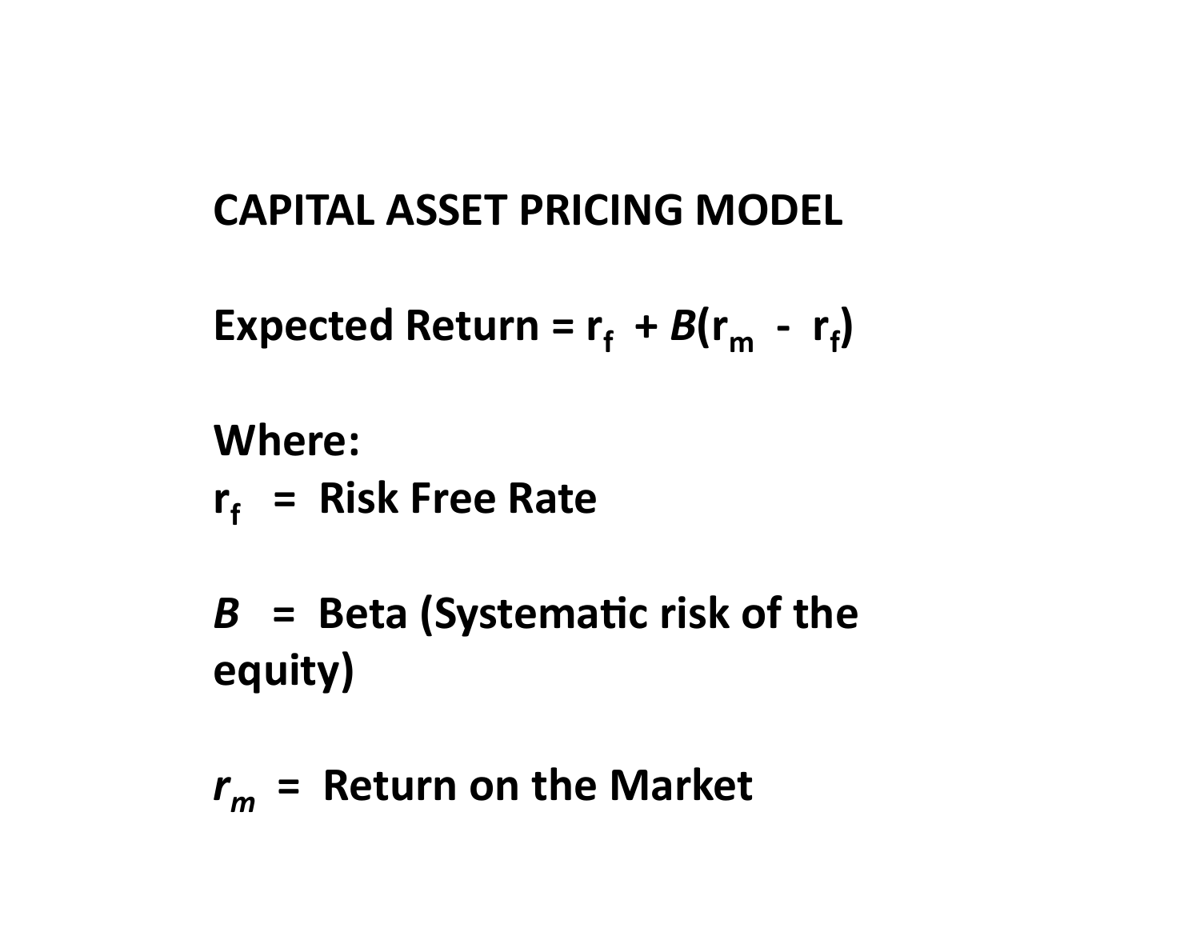# CAPITAL ASSET PRICING MODEL

**Expected Return = $r_f + B(r_m - r_f)$**

**Where:**

**$r_f$ = Risk Free Rate**

**$B$ = Beta (Systematic risk of the equity)**

**$r_m$ = Return on the Market**